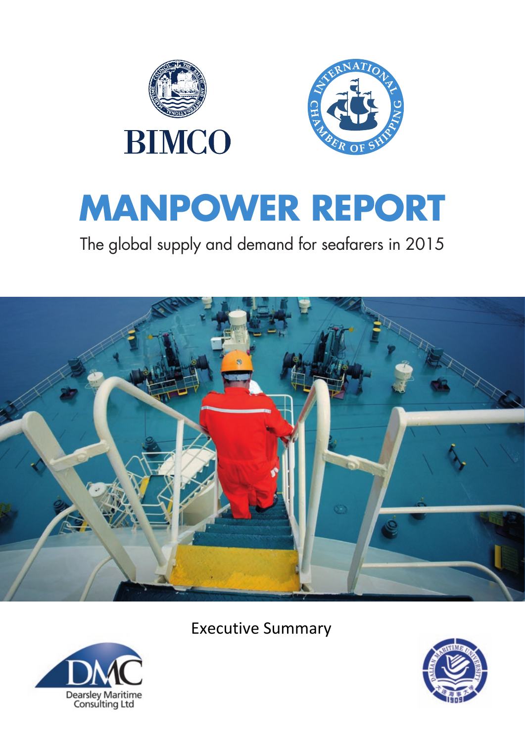BIMCO

INTERNATIONAL CHAMBER OF SHIPPING

# MANPOWER REPORT

The global supply and demand for seafarers in 2015

Executive Summary

Dearsley Maritime Consulting Ltd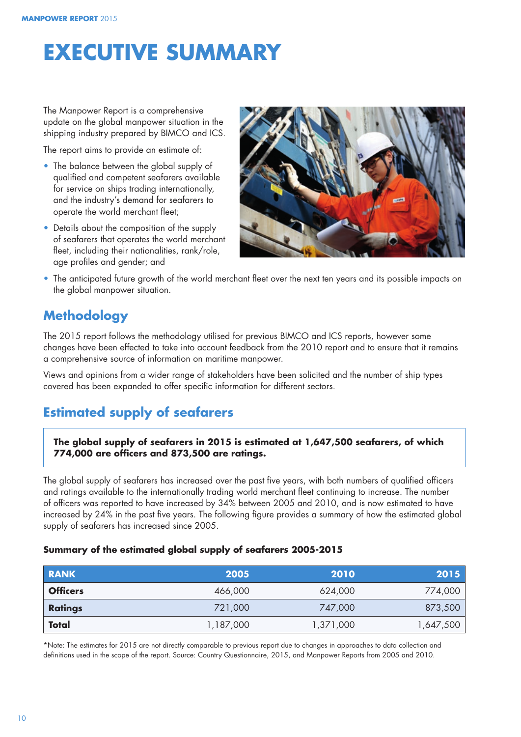# EXECUTIVE SUMMARY

The Manpower Report is a comprehensive update on the global manpower situation in the shipping industry prepared by BIMCO and ICS.

The report aims to provide an estimate of:

- The balance between the global supply of qualified and competent seafarers available for service on ships trading internationally, and the industry's demand for seafarers to operate the world merchant fleet;
- Details about the composition of the supply of seafarers that operates the world merchant fleet, including their nationalities, rank/role, age profiles and gender; and
- The anticipated future growth of the world merchant fleet over the next ten years and its possible impacts on the global manpower situation.

## Methodology

The 2015 report follows the methodology utilised for previous BIMCO and ICS reports, however some changes have been effected to take into account feedback from the 2010 report and to ensure that it remains a comprehensive source of information on maritime manpower.

Views and opinions from a wider range of stakeholders have been solicited and the number of ship types covered has been expanded to offer specific information for different sectors.

## Estimated supply of seafarers

**The global supply of seafarers in 2015 is estimated at 1,647,500 seafarers, of which 774,000 are officers and 873,500 are ratings.**

The global supply of seafarers has increased over the past five years, with both numbers of qualified officers and ratings available to the internationally trading world merchant fleet continuing to increase. The number of officers was reported to have increased by 34% between 2005 and 2010, and is now estimated to have increased by 24% in the past five years. The following figure provides a summary of how the estimated global supply of seafarers has increased since 2005.

**Summary of the estimated global supply of seafarers 2005-2015**

| RANK | 2005 | 2010 | 2015 |
|---|---|---|---|
| **Officers** | 466,000 | 624,000 | 774,000 |
| **Ratings** | 721,000 | 747,000 | 873,500 |
| **Total** | 1,187,000 | 1,371,000 | 1,647,500 |

*Note: The estimates for 2015 are not directly comparable to previous report due to changes in approaches to data collection and definitions used in the scope of the report. Source: Country Questionnaire, 2015, and Manpower Reports from 2005 and 2010.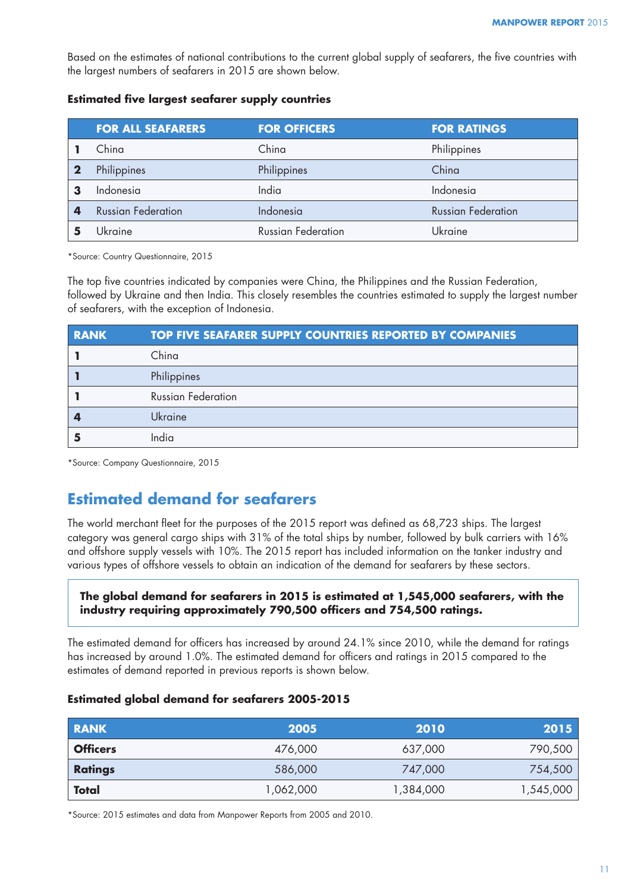Based on the estimates of national contributions to the current global supply of seafarers, the five countries with the largest numbers of seafarers in 2015 are shown below.

**Estimated five largest seafarer supply countries**

| | FOR ALL SEAFARERS | FOR OFFICERS | FOR RATINGS |
|---|---|---|---|
| **1** | China | China | Philippines |
| **2** | Philippines | Philippines | China |
| **3** | Indonesia | India | Indonesia |
| **4** | Russian Federation | Indonesia | Russian Federation |
| **5** | Ukraine | Russian Federation | Ukraine |

*Source: Country Questionnaire, 2015

The top five countries indicated by companies were China, the Philippines and the Russian Federation, followed by Ukraine and then India. This closely resembles the countries estimated to supply the largest number of seafarers, with the exception of Indonesia.

| RANK | TOP FIVE SEAFARER SUPPLY COUNTRIES REPORTED BY COMPANIES |
|---|---|
| **1** | China |
| **1** | Philippines |
| **1** | Russian Federation |
| **4** | Ukraine |
| **5** | India |

*Source: Company Questionnaire, 2015

## Estimated demand for seafarers

The world merchant fleet for the purposes of the 2015 report was defined as 68,723 ships. The largest category was general cargo ships with 31% of the total ships by number, followed by bulk carriers with 16% and offshore supply vessels with 10%. The 2015 report has included information on the tanker industry and various types of offshore vessels to obtain an indication of the demand for seafarers by these sectors.

**The global demand for seafarers in 2015 is estimated at 1,545,000 seafarers, with the industry requiring approximately 790,500 officers and 754,500 ratings.**

The estimated demand for officers has increased by around 24.1% since 2010, while the demand for ratings has increased by around 1.0%. The estimated demand for officers and ratings in 2015 compared to the estimates of demand reported in previous reports is shown below.

**Estimated global demand for seafarers 2005-2015**

| RANK | 2005 | 2010 | 2015 |
|---|---|---|---|
| **Officers** | 476,000 | 637,000 | 790,500 |
| **Ratings** | 586,000 | 747,000 | 754,500 |
| **Total** | 1,062,000 | 1,384,000 | 1,545,000 |

*Source: 2015 estimates and data from Manpower Reports from 2005 and 2010.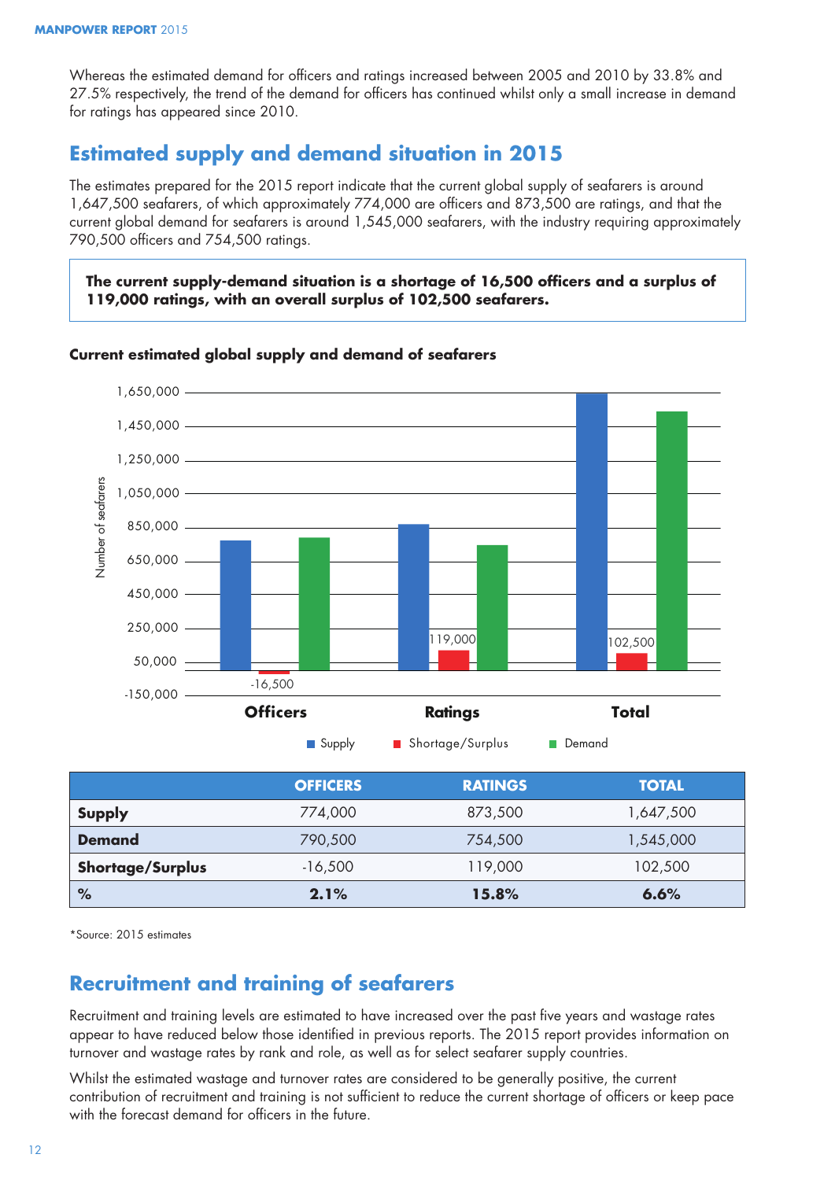Whereas the estimated demand for officers and ratings increased between 2005 and 2010 by 33.8% and 27.5% respectively, the trend of the demand for officers has continued whilst only a small increase in demand for ratings has appeared since 2010.

## Estimated supply and demand situation in 2015

The estimates prepared for the 2015 report indicate that the current global supply of seafarers is around 1,647,500 seafarers, of which approximately 774,000 are officers and 873,500 are ratings, and that the current global demand for seafarers is around 1,545,000 seafarers, with the industry requiring approximately 790,500 officers and 754,500 ratings.

**The current supply-demand situation is a shortage of 16,500 officers and a surplus of 119,000 ratings, with an overall surplus of 102,500 seafarers.**

**Current estimated global supply and demand of seafarers**

Number of seafarers

1,650,000
1,450,000
1,250,000
1,050,000
850,000
650,000
450,000
250,000
50,000
-150,000

-16,500
119,000
102,500

Officers
Ratings
Total

Supply
Shortage/Surplus
Demand

| | OFFICERS | RATINGS | TOTAL |
|---|---|---|---|
| **Supply** | 774,000 | 873,500 | 1,647,500 |
| **Demand** | 790,500 | 754,500 | 1,545,000 |
| **Shortage/Surplus** | -16,500 | 119,000 | 102,500 |
| **%** | **2.1%** | **15.8%** | **6.6%** |

*Source: 2015 estimates

## Recruitment and training of seafarers

Recruitment and training levels are estimated to have increased over the past five years and wastage rates appear to have reduced below those identified in previous reports. The 2015 report provides information on turnover and wastage rates by rank and role, as well as for select seafarer supply countries.

Whilst the estimated wastage and turnover rates are considered to be generally positive, the current contribution of recruitment and training is not sufficient to reduce the current shortage of officers or keep pace with the forecast demand for officers in the future.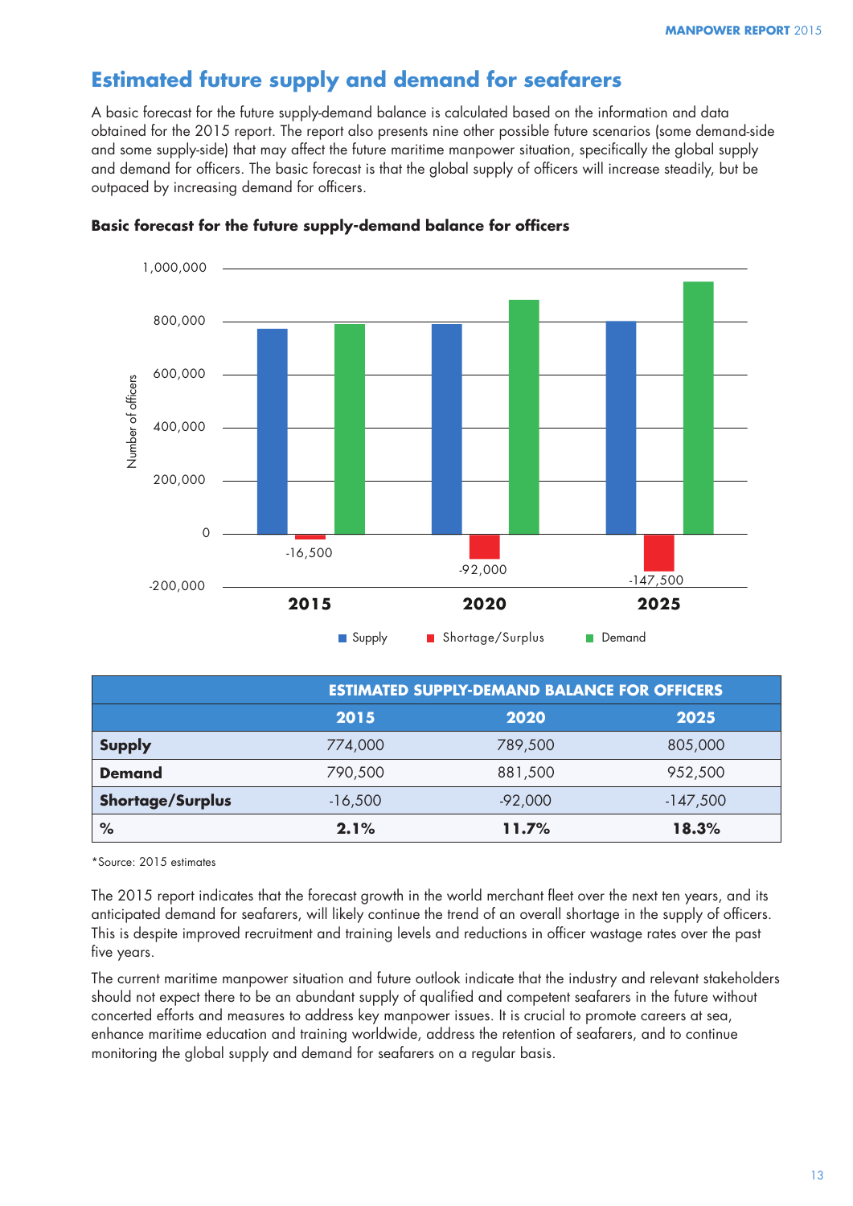## Estimated future supply and demand for seafarers

A basic forecast for the future supply-demand balance is calculated based on the information and data obtained for the 2015 report. The report also presents nine other possible future scenarios (some demand-side and some supply-side) that may affect the future maritime manpower situation, specifically the global supply and demand for officers. The basic forecast is that the global supply of officers will increase steadily, but be outpaced by increasing demand for officers.

**Basic forecast for the future supply-demand balance for officers**

1,000,000
800,000
600,000
400,000
200,000
0
-200,000

Number of officers

-16,500
-92,000
-147,500

2015
2020
2025

Supply
Shortage/Surplus
Demand

| | ESTIMATED SUPPLY-DEMAND BALANCE FOR OFFICERS | | |
|---|---|---|---|
| | **2015** | **2020** | **2025** |
| **Supply** | 774,000 | 789,500 | 805,000 |
| **Demand** | 790,500 | 881,500 | 952,500 |
| **Shortage/Surplus** | -16,500 | -92,000 | -147,500 |
| **%** | **2.1%** | **11.7%** | **18.3%** |

*Source: 2015 estimates

The 2015 report indicates that the forecast growth in the world merchant fleet over the next ten years, and its anticipated demand for seafarers, will likely continue the trend of an overall shortage in the supply of officers. This is despite improved recruitment and training levels and reductions in officer wastage rates over the past five years.

The current maritime manpower situation and future outlook indicate that the industry and relevant stakeholders should not expect there to be an abundant supply of qualified and competent seafarers in the future without concerted efforts and measures to address key manpower issues. It is crucial to promote careers at sea, enhance maritime education and training worldwide, address the retention of seafarers, and to continue monitoring the global supply and demand for seafarers on a regular basis.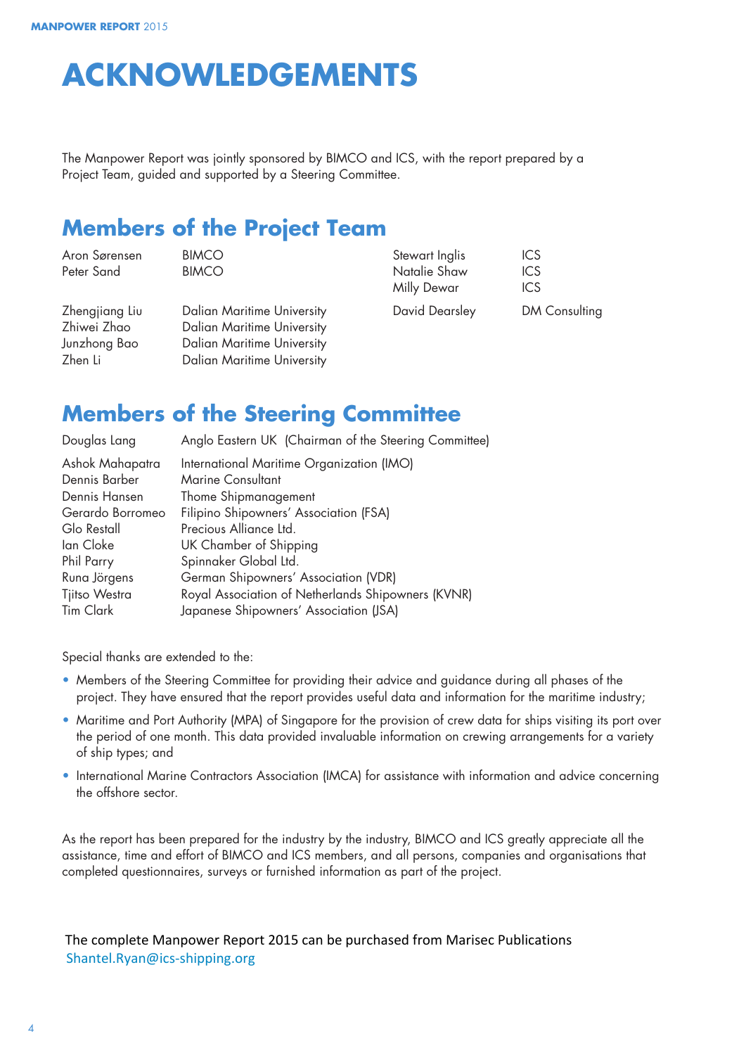# ACKNOWLEDGEMENTS

The Manpower Report was jointly sponsored by BIMCO and ICS, with the report prepared by a Project Team, guided and supported by a Steering Committee.

## Members of the Project Team

| | |
|---|---|
| Aron Sørensen | BIMCO |
| Peter Sand | BIMCO |
| Zhengjiang Liu | Dalian Maritime University |
| Zhiwei Zhao | Dalian Maritime University |
| Junzhong Bao | Dalian Maritime University |
| Zhen Li | Dalian Maritime University |
| Stewart Inglis | ICS |
| Natalie Shaw | ICS |
| Milly Dewar | ICS |
| David Dearsley | DM Consulting |

## Members of the Steering Committee

| | |
|---|---|
| Douglas Lang | Anglo Eastern UK (Chairman of the Steering Committee) |
| Ashok Mahapatra | International Maritime Organization (IMO) |
| Dennis Barber | Marine Consultant |
| Dennis Hansen | Thome Shipmanagement |
| Gerardo Borromeo | Filipino Shipowners' Association (FSA) |
| Glo Restall | Precious Alliance Ltd. |
| Ian Cloke | UK Chamber of Shipping |
| Phil Parry | Spinnaker Global Ltd. |
| Runa Jörgens | German Shipowners' Association (VDR) |
| Tjitso Westra | Royal Association of Netherlands Shipowners (KVNR) |
| Tim Clark | Japanese Shipowners' Association (JSA) |

Special thanks are extended to the:

- Members of the Steering Committee for providing their advice and guidance during all phases of the project. They have ensured that the report provides useful data and information for the maritime industry;
- Maritime and Port Authority (MPA) of Singapore for the provision of crew data for ships visiting its port over the period of one month. This data provided invaluable information on crewing arrangements for a variety of ship types; and
- International Marine Contractors Association (IMCA) for assistance with information and advice concerning the offshore sector.

As the report has been prepared for the industry by the industry, BIMCO and ICS greatly appreciate all the assistance, time and effort of BIMCO and ICS members, and all persons, companies and organisations that completed questionnaires, surveys or furnished information as part of the project.

The complete Manpower Report 2015 can be purchased from Marisec Publications
Shantel.Ryan@ics-shipping.org